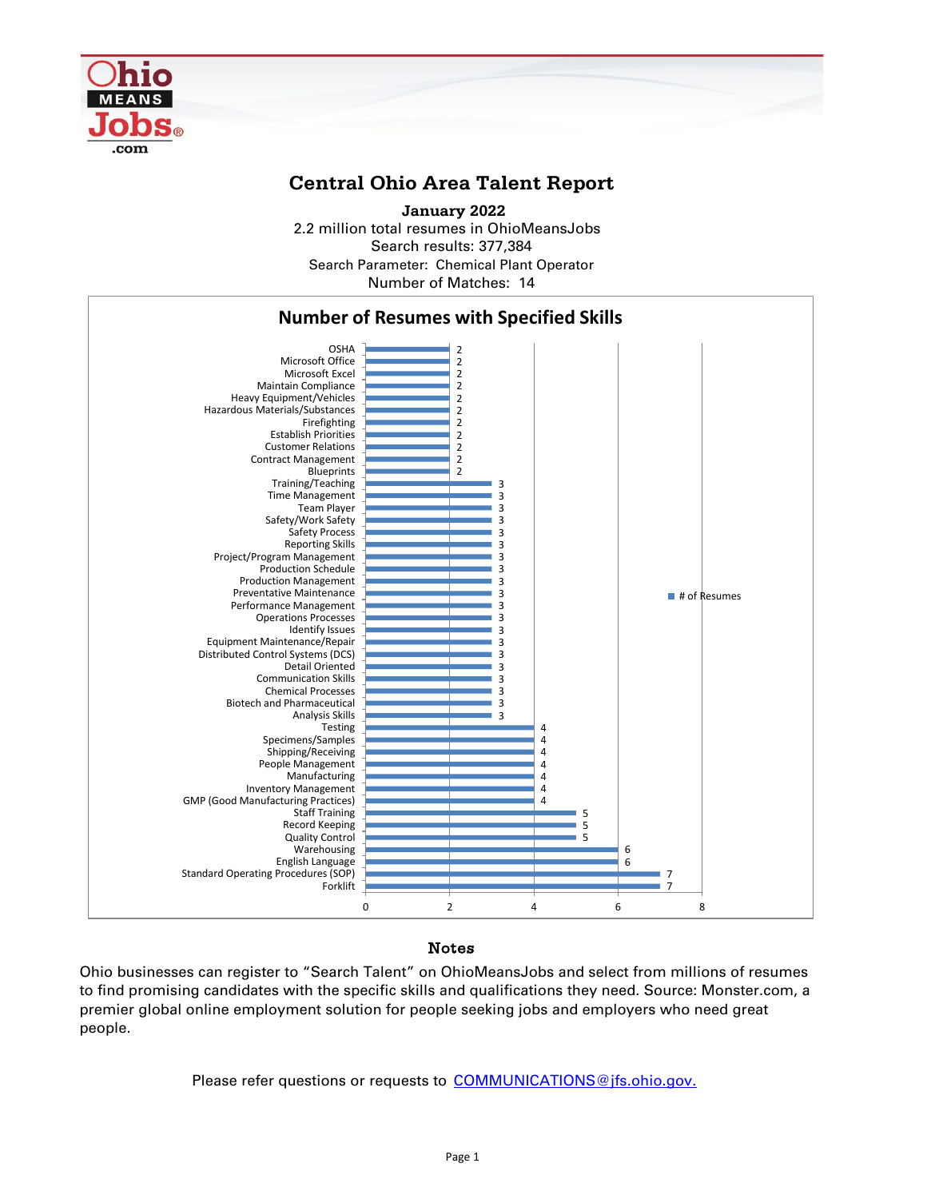# Central Ohio Area Talent Report

**January 2022**

2.2 million total resumes in OhioMeansJobs

Search results: 377,384

Search Parameter: Chemical Plant Operator

Number of Matches: 14

## Number of Resumes with Specified Skills

| Skill | # of Resumes |
|---|---|
| OSHA | 2 |
| Microsoft Office | 2 |
| Microsoft Excel | 2 |
| Maintain Compliance | 2 |
| Heavy Equipment/Vehicles | 2 |
| Hazardous Materials/Substances | 2 |
| Firefighting | 2 |
| Establish Priorities | 2 |
| Customer Relations | 2 |
| Contract Management | 2 |
| Blueprints | 2 |
| Training/Teaching | 3 |
| Time Management | 3 |
| Team Player | 3 |
| Safety/Work Safety | 3 |
| Safety Process | 3 |
| Reporting Skills | 3 |
| Project/Program Management | 3 |
| Production Schedule | 3 |
| Production Management | 3 |
| Preventative Maintenance | 3 |
| Performance Management | 3 |
| Operations Processes | 3 |
| Identify Issues | 3 |
| Equipment Maintenance/Repair | 3 |
| Distributed Control Systems (DCS) | 3 |
| Detail Oriented | 3 |
| Communication Skills | 3 |
| Chemical Processes | 3 |
| Biotech and Pharmaceutical | 3 |
| Analysis Skills | 3 |
| Testing | 4 |
| Specimens/Samples | 4 |
| Shipping/Receiving | 4 |
| People Management | 4 |
| Manufacturing | 4 |
| Inventory Management | 4 |
| GMP (Good Manufacturing Practices) | 4 |
| Staff Training | 5 |
| Record Keeping | 5 |
| Quality Control | 5 |
| Warehousing | 6 |
| English Language | 6 |
| Standard Operating Procedures (SOP) | 7 |
| Forklift | 7 |

### Notes

Ohio businesses can register to "Search Talent" on OhioMeansJobs and select from millions of resumes to find promising candidates with the specific skills and qualifications they need. Source: Monster.com, a premier global online employment solution for people seeking jobs and employers who need great people.

Please refer questions or requests to COMMUNICATIONS@jfs.ohio.gov.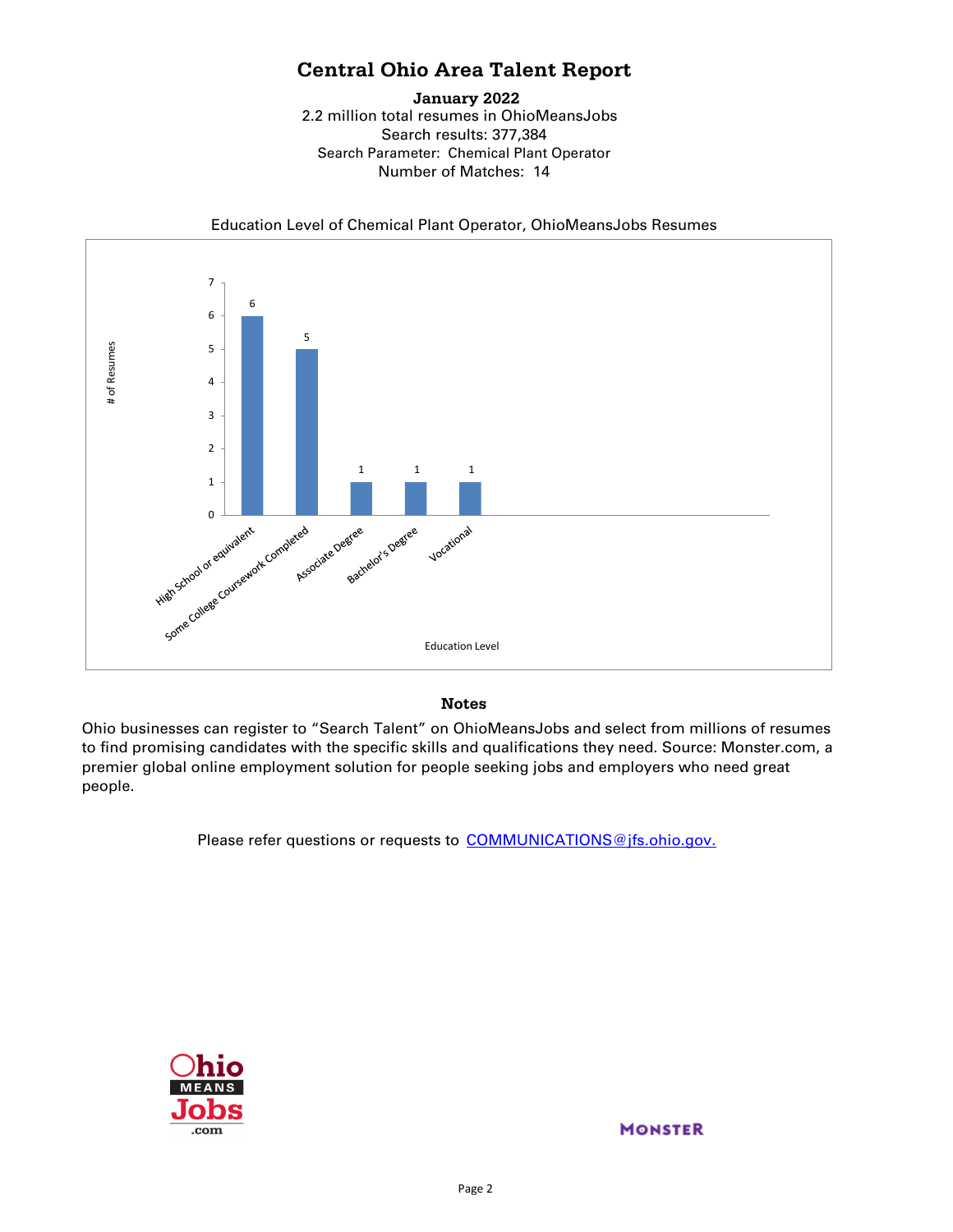# Central Ohio Area Talent Report

**January 2022**

2.2 million total resumes in OhioMeansJobs

Search results: 377,384

Search Parameter: Chemical Plant Operator

Number of Matches: 14

Education Level of Chemical Plant Operator, OhioMeansJobs Resumes

# of Resumes

0
1
2
3
4
5
6
7

6
5
1
1
1

High School or equivalent
Some College Coursework Completed
Associate Degree
Bachelor's Degree
Vocational

Education Level

## Notes

Ohio businesses can register to "Search Talent" on OhioMeansJobs and select from millions of resumes to find promising candidates with the specific skills and qualifications they need. Source: Monster.com, a premier global online employment solution for people seeking jobs and employers who need great people.

Please refer questions or requests to [COMMUNICATIONS@jfs.ohio.gov.](mailto:COMMUNICATIONS@jfs.ohio.gov)

Ohio MEANS Jobs .com

MONSTER